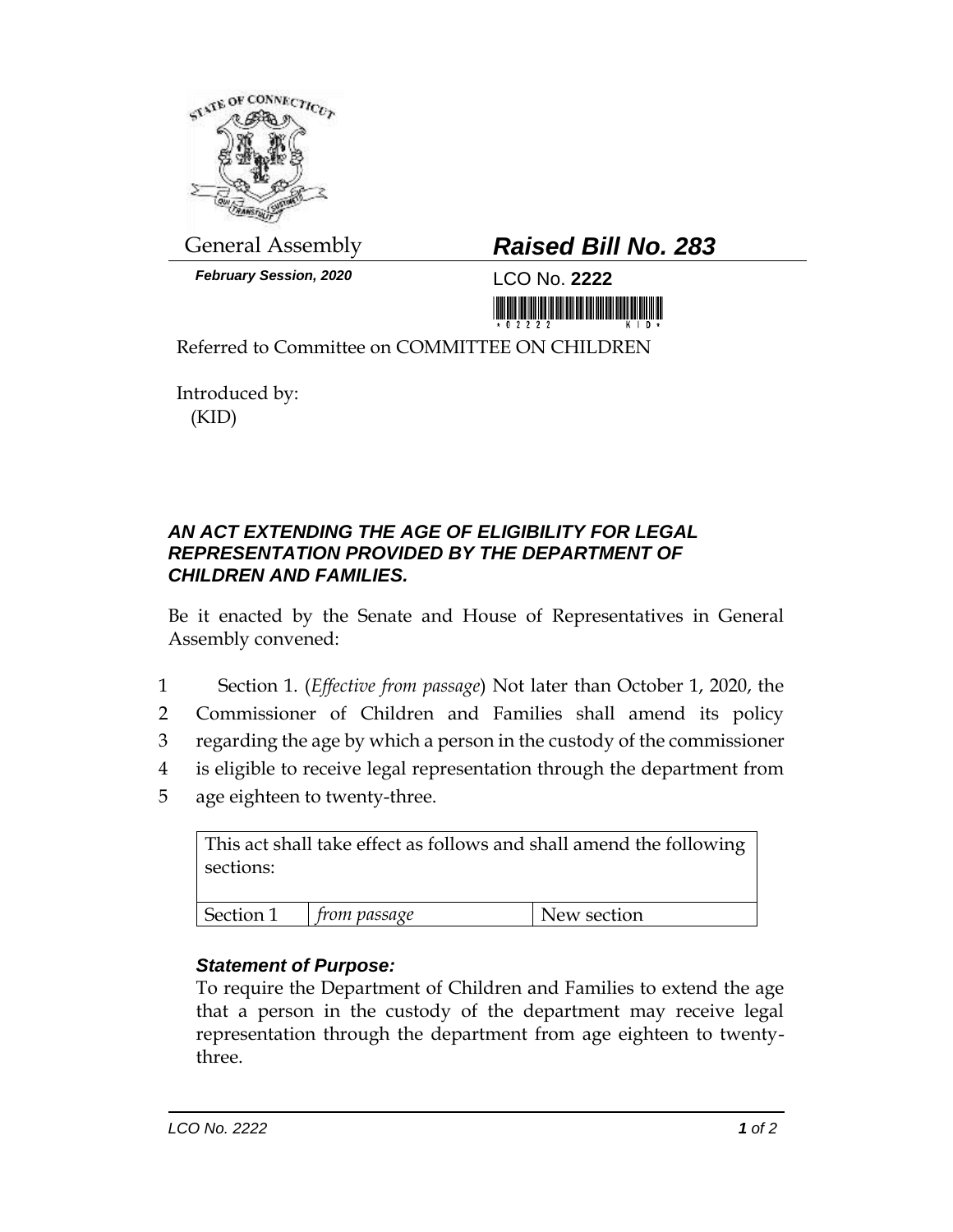General Assembly

***February Session, 2020***

# ***Raised Bill No. 283***

LCO No. **2222**

Referred to Committee on COMMITTEE ON CHILDREN

Introduced by:
(KID)

### ***AN ACT EXTENDING THE AGE OF ELIGIBILITY FOR LEGAL REPRESENTATION PROVIDED BY THE DEPARTMENT OF CHILDREN AND FAMILIES.***

Be it enacted by the Senate and House of Representatives in General Assembly convened:

1 Section 1. (*Effective from passage*) Not later than October 1, 2020, the
2 Commissioner of Children and Families shall amend its policy
3 regarding the age by which a person in the custody of the commissioner
4 is eligible to receive legal representation through the department from
5 age eighteen to twenty-three.

| This act shall take effect as follows and shall amend the following sections: | | |
|---|---|---|
| Section 1 | *from passage* | New section |

### ***Statement of Purpose:***

To require the Department of Children and Families to extend the age that a person in the custody of the department may receive legal representation through the department from age eighteen to twenty-three.